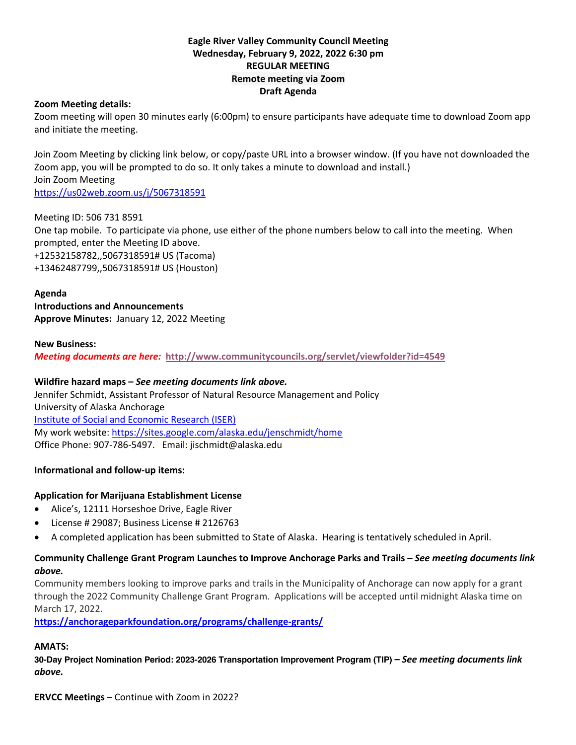**Eagle River Valley Community Council Meeting**
**Wednesday, February 9, 2022, 2022 6:30 pm**
**REGULAR MEETING**
**Remote meeting via Zoom**
**Draft Agenda**

**Zoom Meeting details:**
Zoom meeting will open 30 minutes early (6:00pm) to ensure participants have adequate time to download Zoom app and initiate the meeting.

Join Zoom Meeting by clicking link below, or copy/paste URL into a browser window. (If you have not downloaded the Zoom app, you will be prompted to do so. It only takes a minute to download and install.)
Join Zoom Meeting
https://us02web.zoom.us/j/5067318591

Meeting ID: 506 731 8591
One tap mobile. To participate via phone, use either of the phone numbers below to call into the meeting. When prompted, enter the Meeting ID above.
+12532158782,,5067318591# US (Tacoma)
+13462487799,,5067318591# US (Houston)

**Agenda**
**Introductions and Announcements**
**Approve Minutes:** January 12, 2022 Meeting

**New Business:**
***Meeting documents are here:*** **http://www.communitycouncils.org/servlet/viewfolder?id=4549**

**Wildfire hazard maps –** ***See meeting documents link above.***
Jennifer Schmidt, Assistant Professor of Natural Resource Management and Policy
University of Alaska Anchorage
Institute of Social and Economic Research (ISER)
My work website: https://sites.google.com/alaska.edu/jenschmidt/home
Office Phone: 907-786-5497. Email: jischmidt@alaska.edu

**Informational and follow-up items:**

**Application for Marijuana Establishment License**

- Alice's, 12111 Horseshoe Drive, Eagle River
- License # 29087; Business License # 2126763
- A completed application has been submitted to State of Alaska. Hearing is tentatively scheduled in April.

**Community Challenge Grant Program Launches to Improve Anchorage Parks and Trails –** ***See meeting documents link above.***
Community members looking to improve parks and trails in the Municipality of Anchorage can now apply for a grant through the 2022 Community Challenge Grant Program. Applications will be accepted until midnight Alaska time on March 17, 2022.
**https://anchorageparkfoundation.org/programs/challenge-grants/**

**AMATS:**
**30-Day Project Nomination Period: 2023-2026 Transportation Improvement Program (TIP) –** ***See meeting documents link above.***

**ERVCC Meetings** – Continue with Zoom in 2022?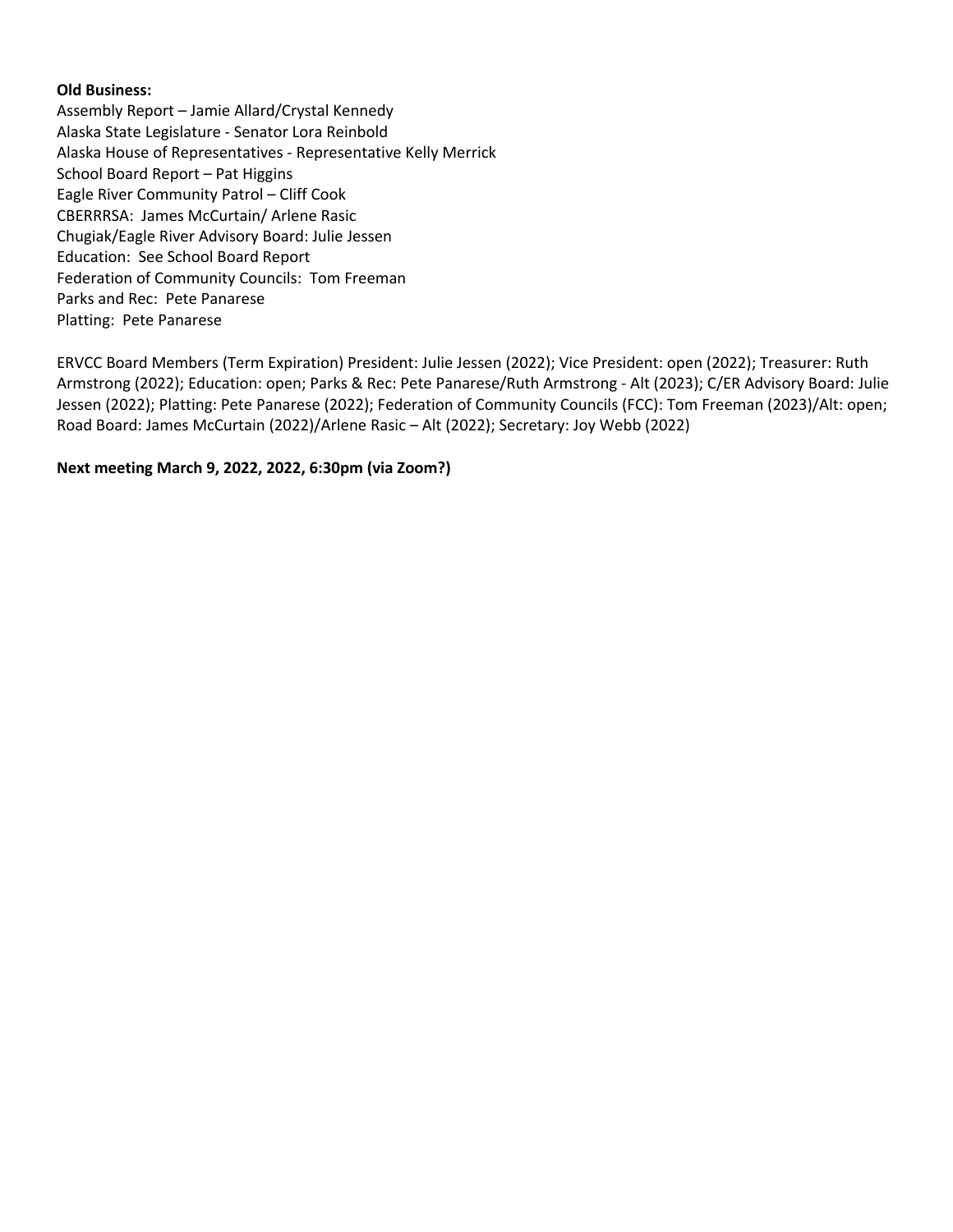**Old Business:**

Assembly Report – Jamie Allard/Crystal Kennedy
Alaska State Legislature - Senator Lora Reinbold
Alaska House of Representatives - Representative Kelly Merrick
School Board Report – Pat Higgins
Eagle River Community Patrol – Cliff Cook
CBERRRSA: James McCurtain/ Arlene Rasic
Chugiak/Eagle River Advisory Board: Julie Jessen
Education: See School Board Report
Federation of Community Councils: Tom Freeman
Parks and Rec: Pete Panarese
Platting: Pete Panarese

ERVCC Board Members (Term Expiration) President: Julie Jessen (2022); Vice President: open (2022); Treasurer: Ruth Armstrong (2022); Education: open; Parks & Rec: Pete Panarese/Ruth Armstrong - Alt (2023); C/ER Advisory Board: Julie Jessen (2022); Platting: Pete Panarese (2022); Federation of Community Councils (FCC): Tom Freeman (2023)/Alt: open; Road Board: James McCurtain (2022)/Arlene Rasic – Alt (2022); Secretary: Joy Webb (2022)

**Next meeting March 9, 2022, 2022, 6:30pm (via Zoom?)**